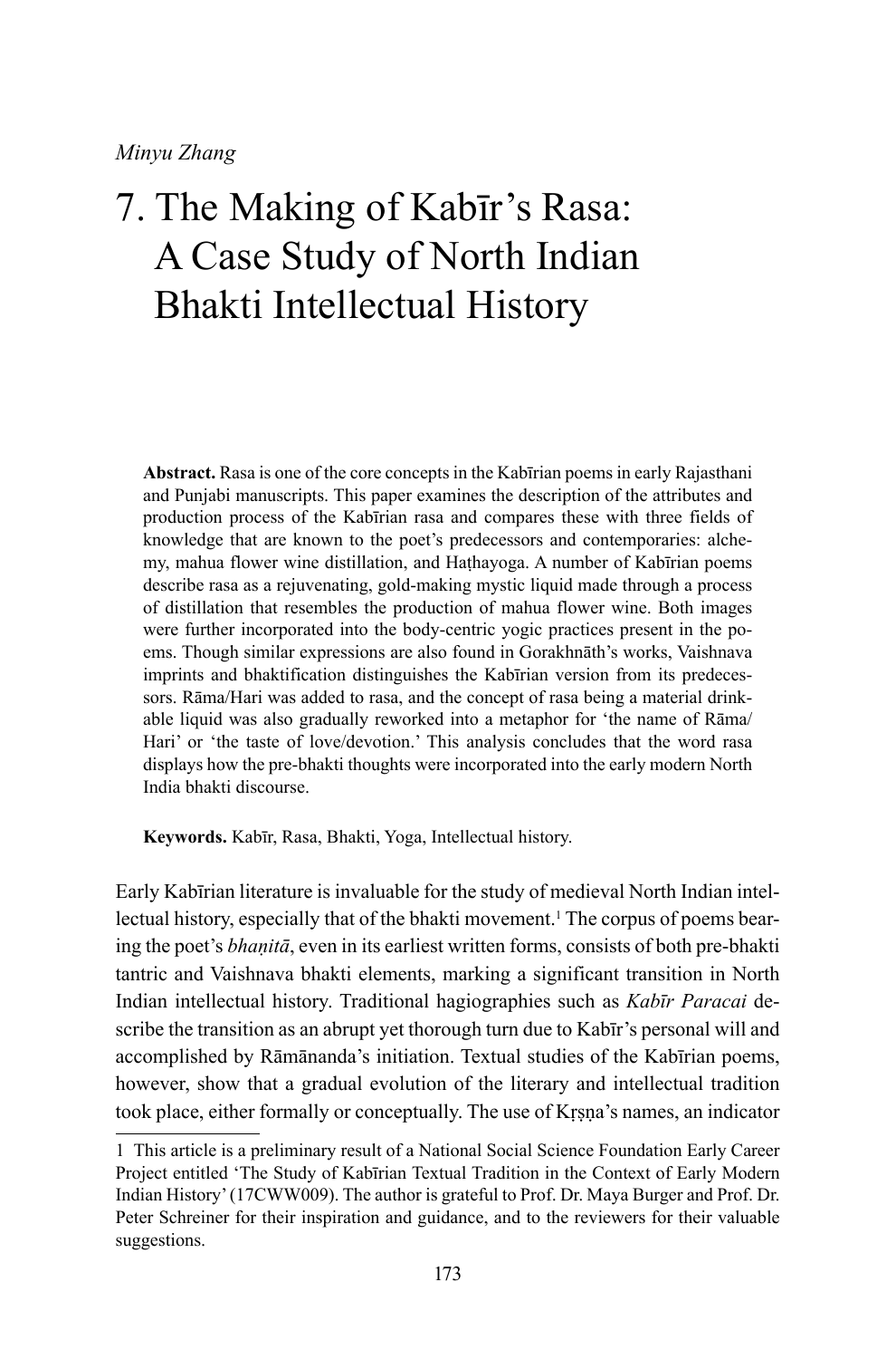*Minyu Zhang*

# 7. The Making of Kabīr's Rasa: A Case Study of North Indian Bhakti Intellectual History

**Abstract.** Rasa is one of the core concepts in the Kabīrian poems in early Rajasthani and Punjabi manuscripts. This paper examines the description of the attributes and production process of the Kabīrian rasa and compares these with three fields of knowledge that are known to the poet's predecessors and contemporaries: alchemy, mahua flower wine distillation, and Haṭhayoga. A number of Kabīrian poems describe rasa as a rejuvenating, gold-making mystic liquid made through a process of distillation that resembles the production of mahua flower wine. Both images were further incorporated into the body-centric yogic practices present in the poems. Though similar expressions are also found in Gorakhnāth's works, Vaishnava imprints and bhaktification distinguishes the Kabīrian version from its predecessors. Rāma/Hari was added to rasa, and the concept of rasa being a material drinkable liquid was also gradually reworked into a metaphor for 'the name of Rāma/Hari' or 'the taste of love/devotion.' This analysis concludes that the word rasa displays how the pre-bhakti thoughts were incorporated into the early modern North India bhakti discourse.

**Keywords.** Kabīr, Rasa, Bhakti, Yoga, Intellectual history.

Early Kabīrian literature is invaluable for the study of medieval North Indian intellectual history, especially that of the bhakti movement.[1] The corpus of poems bearing the poet's *bhaṇitā*, even in its earliest written forms, consists of both pre-bhakti tantric and Vaishnava bhakti elements, marking a significant transition in North Indian intellectual history. Traditional hagiographies such as *Kabīr Paracai* describe the transition as an abrupt yet thorough turn due to Kabīr's personal will and accomplished by Rāmānanda's initiation. Textual studies of the Kabīrian poems, however, show that a gradual evolution of the literary and intellectual tradition took place, either formally or conceptually. The use of Kṛṣṇa's names, an indicator

1 This article is a preliminary result of a National Social Science Foundation Early Career Project entitled 'The Study of Kabīrian Textual Tradition in the Context of Early Modern Indian History' (17CWW009). The author is grateful to Prof. Dr. Maya Burger and Prof. Dr. Peter Schreiner for their inspiration and guidance, and to the reviewers for their valuable suggestions.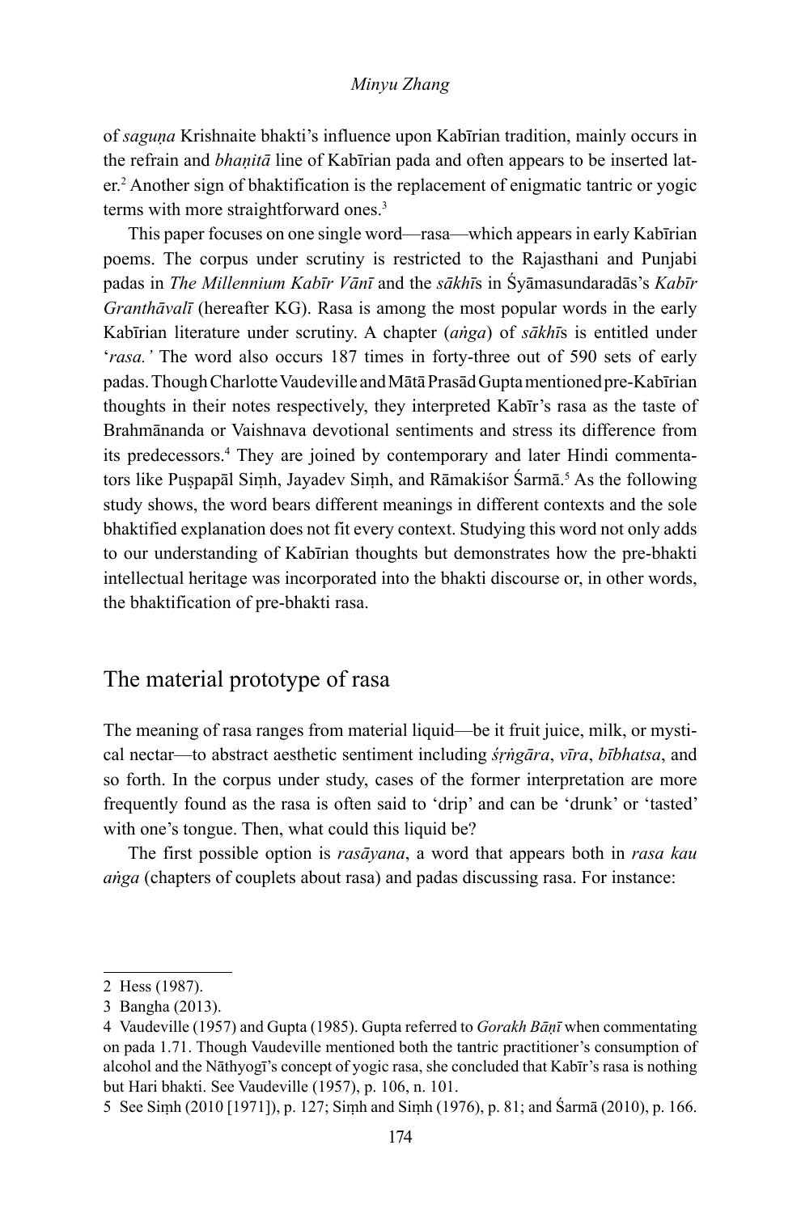of *saguṇa* Krishnaite bhakti's influence upon Kabīrian tradition, mainly occurs in the refrain and *bhaṇitā* line of Kabīrian pada and often appears to be inserted later.[2] Another sign of bhaktification is the replacement of enigmatic tantric or yogic terms with more straightforward ones.[3]

This paper focuses on one single word—rasa—which appears in early Kabīrian poems. The corpus under scrutiny is restricted to the Rajasthani and Punjabi padas in *The Millennium Kabīr Vānī* and the *sākhī*s in Śyāmasundaradās's *Kabīr Granthāvalī* (hereafter KG). Rasa is among the most popular words in the early Kabīrian literature under scrutiny. A chapter (*aṅga*) of *sākhī*s is entitled under '*rasa.*' The word also occurs 187 times in forty-three out of 590 sets of early padas. Though Charlotte Vaudeville and Mātā Prasād Gupta mentioned pre-Kabīrian thoughts in their notes respectively, they interpreted Kabīr's rasa as the taste of Brahmānanda or Vaishnava devotional sentiments and stress its difference from its predecessors.[4] They are joined by contemporary and later Hindi commentators like Puṣpapāl Siṃh, Jayadev Siṃh, and Rāmakiśor Śarmā.[5] As the following study shows, the word bears different meanings in different contexts and the sole bhaktified explanation does not fit every context. Studying this word not only adds to our understanding of Kabīrian thoughts but demonstrates how the pre-bhakti intellectual heritage was incorporated into the bhakti discourse or, in other words, the bhaktification of pre-bhakti rasa.

## The material prototype of rasa

The meaning of rasa ranges from material liquid—be it fruit juice, milk, or mystical nectar—to abstract aesthetic sentiment including *śṛṅgāra*, *vīra*, *bībhatsa*, and so forth. In the corpus under study, cases of the former interpretation are more frequently found as the rasa is often said to 'drip' and can be 'drunk' or 'tasted' with one's tongue. Then, what could this liquid be?

The first possible option is *rasāyana*, a word that appears both in *rasa kau aṅga* (chapters of couplets about rasa) and padas discussing rasa. For instance:

---

2 Hess (1987).

3 Bangha (2013).

4 Vaudeville (1957) and Gupta (1985). Gupta referred to *Gorakh Bāṇī* when commentating on pada 1.71. Though Vaudeville mentioned both the tantric practitioner's consumption of alcohol and the Nāthyogī's concept of yogic rasa, she concluded that Kabīr's rasa is nothing but Hari bhakti. See Vaudeville (1957), p. 106, n. 101.

5 See Siṃh (2010 [1971]), p. 127; Siṃh and Siṃh (1976), p. 81; and Śarmā (2010), p. 166.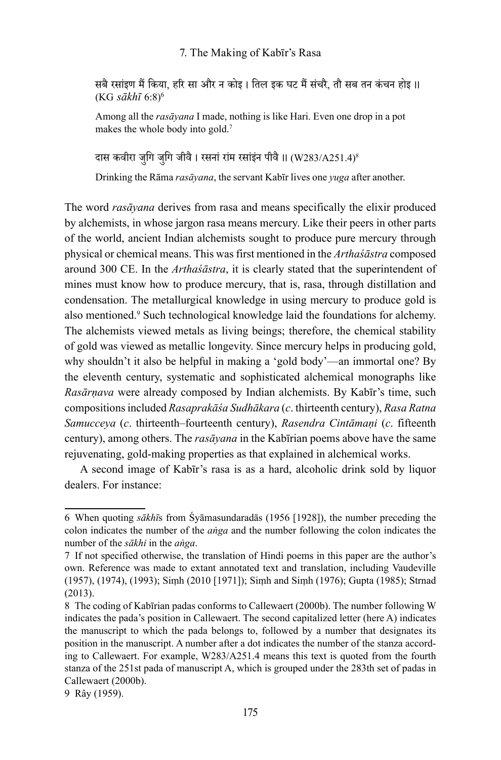सबै रसांइण मैं किया, हरि सा और न कोइ। तिल इक घट मैं संचरै, तौ सब तन कंचन होइ॥ (KG *sākhī* 6:8)[6]

Among all the *rasāyana* I made, nothing is like Hari. Even one drop in a pot makes the whole body into gold.[7]

दास कबीरा जुगि जुगि जीवै। रसनां रांम रसांइंन पीवै॥ (W283/A251.4)[8]

Drinking the Rāma *rasāyana*, the servant Kabīr lives one *yuga* after another.

The word *rasāyana* derives from rasa and means specifically the elixir produced by alchemists, in whose jargon rasa means mercury. Like their peers in other parts of the world, ancient Indian alchemists sought to produce pure mercury through physical or chemical means. This was first mentioned in the *Arthaśāstra* composed around 300 CE. In the *Arthaśāstra*, it is clearly stated that the superintendent of mines must know how to produce mercury, that is, rasa, through distillation and condensation. The metallurgical knowledge in using mercury to produce gold is also mentioned.[9] Such technological knowledge laid the foundations for alchemy. The alchemists viewed metals as living beings; therefore, the chemical stability of gold was viewed as metallic longevity. Since mercury helps in producing gold, why shouldn't it also be helpful in making a 'gold body'—an immortal one? By the eleventh century, systematic and sophisticated alchemical monographs like *Rasārṇava* were already composed by Indian alchemists. By Kabīr's time, such compositions included *Rasaprakāśa Sudhākara* (*c*. thirteenth century), *Rasa Ratna Samucceya* (*c*. thirteenth–fourteenth century), *Rasendra Cintāmaṇi* (*c*. fifteenth century), among others. The *rasāyana* in the Kabīrian poems above have the same rejuvenating, gold-making properties as that explained in alchemical works.

A second image of Kabīr's rasa is as a hard, alcoholic drink sold by liquor dealers. For instance:

---

6 When quoting *sākhī*s from Śyāmasundaradās (1956 [1928]), the number preceding the colon indicates the number of the *aṅga* and the number following the colon indicates the number of the *sākhi* in the *aṅga*.

7 If not specified otherwise, the translation of Hindi poems in this paper are the author's own. Reference was made to extant annotated text and translation, including Vaudeville (1957), (1974), (1993); Siṃh (2010 [1971]); Siṃh and Siṃh (1976); Gupta (1985); Strnad (2013).

8 The coding of Kabīrian padas conforms to Callewaert (2000b). The number following W indicates the pada's position in Callewaert. The second capitalized letter (here A) indicates the manuscript to which the pada belongs to, followed by a number that designates its position in the manuscript. A number after a dot indicates the number of the stanza according to Callewaert. For example, W283/A251.4 means this text is quoted from the fourth stanza of the 251st pada of manuscript A, which is grouped under the 283th set of padas in Callewaert (2000b).

9 Rây (1959).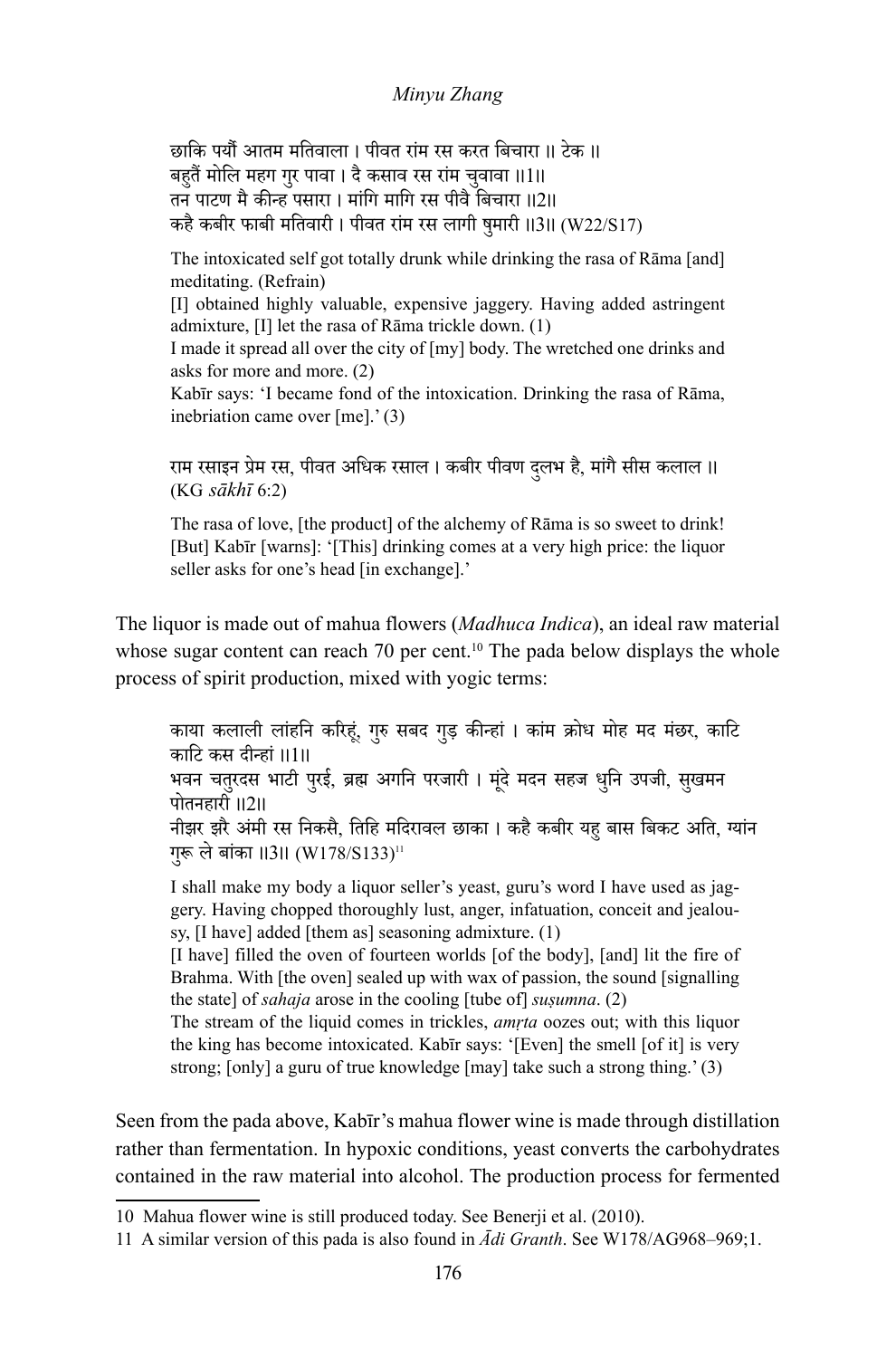छाकि पर्यौ आतम मतिवाला । पीवत रांम रस करत बिचारा ॥ टेक ॥
बहुतैं मोलि महग गुर पावा । दै कसाव रस रांम चुवावा ॥1॥
तन पाटण मै कीन्ह पसारा । मांगि मागि रस पीवै बिचारा ॥2॥
कहै कबीर फाबी मतिवारी । पीवत रांम रस लागी षुमारी ॥3॥ (W22/S17)

> The intoxicated self got totally drunk while drinking the rasa of Rāma [and] meditating. (Refrain)
> [I] obtained highly valuable, expensive jaggery. Having added astringent admixture, [I] let the rasa of Rāma trickle down. (1)
> I made it spread all over the city of [my] body. The wretched one drinks and asks for more and more. (2)
> Kabīr says: 'I became fond of the intoxication. Drinking the rasa of Rāma, inebriation came over [me].' (3)

राम रसाइन प्रेम रस, पीवत अधिक रसाल । कबीर पीवण दुलभ है, मांगै सीस कलाल ॥
(KG *sākhī* 6:2)

> The rasa of love, [the product] of the alchemy of Rāma is so sweet to drink! [But] Kabīr [warns]: '[This] drinking comes at a very high price: the liquor seller asks for one's head [in exchange].'

The liquor is made out of mahua flowers (*Madhuca Indica*), an ideal raw material whose sugar content can reach 70 per cent.[10] The pada below displays the whole process of spirit production, mixed with yogic terms:

काया कलाली लांहनि करिहूं, गुरु सबद गुड़ कीन्हां । कांम क्रोध मोह मद मंछर, काटि काटि कस दीन्हां ॥1॥
भवन चतुरदस भाटी पुरई, ब्रह्म अगनि परजारी । मूंदे मदन सहज धुनि उपजी, सुखमन पोतनहारी ॥2॥
नीझर झरै अंमी रस निकसै, तिहि मदिरावल छाका । कहै कबीर यहु बास बिकट अति, ग्यांन गुरू ले बांका ॥3॥ (W178/S133)[11]

> I shall make my body a liquor seller's yeast, guru's word I have used as jaggery. Having chopped thoroughly lust, anger, infatuation, conceit and jealousy, [I have] added [them as] seasoning admixture. (1)
> [I have] filled the oven of fourteen worlds [of the body], [and] lit the fire of Brahma. With [the oven] sealed up with wax of passion, the sound [signalling the state] of *sahaja* arose in the cooling [tube of] *suṣumna*. (2)
> The stream of the liquid comes in trickles, *amṛta* oozes out; with this liquor the king has become intoxicated. Kabīr says: '[Even] the smell [of it] is very strong; [only] a guru of true knowledge [may] take such a strong thing.' (3)

Seen from the pada above, Kabīr's mahua flower wine is made through distillation rather than fermentation. In hypoxic conditions, yeast converts the carbohydrates contained in the raw material into alcohol. The production process for fermented

10 Mahua flower wine is still produced today. See Benerji et al. (2010).

11 A similar version of this pada is also found in *Ādi Granth*. See W178/AG968–969;1.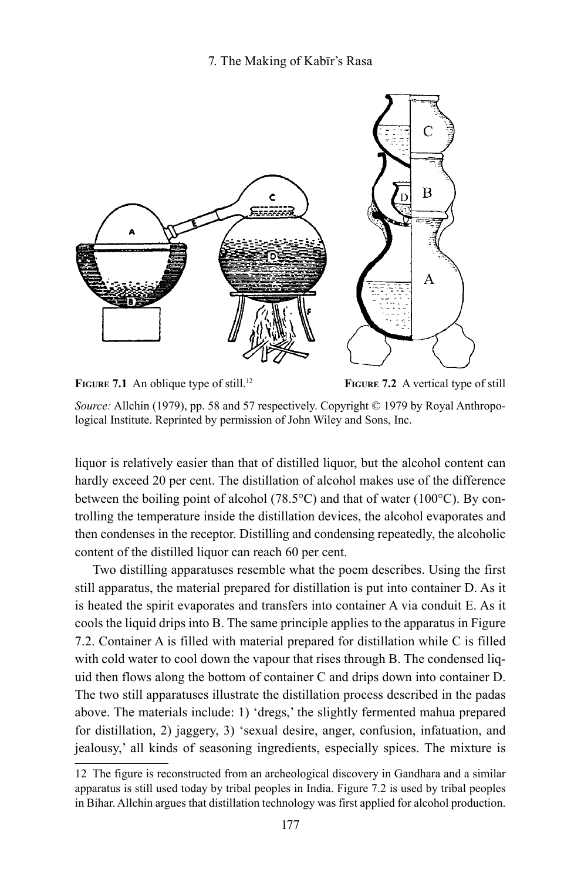**FIGURE 7.1** An oblique type of still.[12]

**FIGURE 7.2** A vertical type of still

*Source:* Allchin (1979), pp. 58 and 57 respectively. Copyright © 1979 by Royal Anthropological Institute. Reprinted by permission of John Wiley and Sons, Inc.

liquor is relatively easier than that of distilled liquor, but the alcohol content can hardly exceed 20 per cent. The distillation of alcohol makes use of the difference between the boiling point of alcohol (78.5°C) and that of water (100°C). By controlling the temperature inside the distillation devices, the alcohol evaporates and then condenses in the receptor. Distilling and condensing repeatedly, the alcoholic content of the distilled liquor can reach 60 per cent.

Two distilling apparatuses resemble what the poem describes. Using the first still apparatus, the material prepared for distillation is put into container D. As it is heated the spirit evaporates and transfers into container A via conduit E. As it cools the liquid drips into B. The same principle applies to the apparatus in Figure 7.2. Container A is filled with material prepared for distillation while C is filled with cold water to cool down the vapour that rises through B. The condensed liquid then flows along the bottom of container C and drips down into container D. The two still apparatuses illustrate the distillation process described in the padas above. The materials include: 1) 'dregs,' the slightly fermented mahua prepared for distillation, 2) jaggery, 3) 'sexual desire, anger, confusion, infatuation, and jealousy,' all kinds of seasoning ingredients, especially spices. The mixture is

[12] The figure is reconstructed from an archeological discovery in Gandhara and a similar apparatus is still used today by tribal peoples in India. Figure 7.2 is used by tribal peoples in Bihar. Allchin argues that distillation technology was first applied for alcohol production.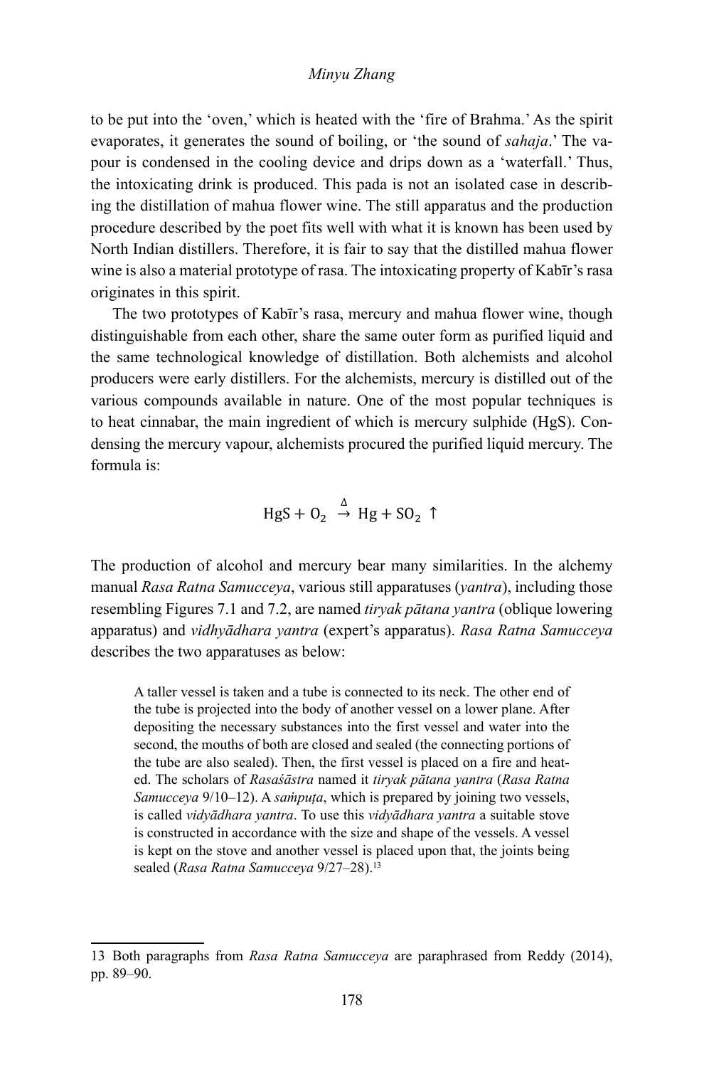to be put into the 'oven,' which is heated with the 'fire of Brahma.' As the spirit evaporates, it generates the sound of boiling, or 'the sound of *sahaja*.' The vapour is condensed in the cooling device and drips down as a 'waterfall.' Thus, the intoxicating drink is produced. This pada is not an isolated case in describing the distillation of mahua flower wine. The still apparatus and the production procedure described by the poet fits well with what it is known has been used by North Indian distillers. Therefore, it is fair to say that the distilled mahua flower wine is also a material prototype of rasa. The intoxicating property of Kabīr's rasa originates in this spirit.

The two prototypes of Kabīr's rasa, mercury and mahua flower wine, though distinguishable from each other, share the same outer form as purified liquid and the same technological knowledge of distillation. Both alchemists and alcohol producers were early distillers. For the alchemists, mercury is distilled out of the various compounds available in nature. One of the most popular techniques is to heat cinnabar, the main ingredient of which is mercury sulphide (HgS). Condensing the mercury vapour, alchemists procured the purified liquid mercury. The formula is:

$$HgS + O_2 \overset{\Delta}{\rightarrow} Hg + SO_2 \uparrow$$

The production of alcohol and mercury bear many similarities. In the alchemy manual *Rasa Ratna Samucceya*, various still apparatuses (*yantra*), including those resembling Figures 7.1 and 7.2, are named *tiryak pātana yantra* (oblique lowering apparatus) and *vidhyādhara yantra* (expert's apparatus). *Rasa Ratna Samucceya* describes the two apparatuses as below:

> A taller vessel is taken and a tube is connected to its neck. The other end of the tube is projected into the body of another vessel on a lower plane. After depositing the necessary substances into the first vessel and water into the second, the mouths of both are closed and sealed (the connecting portions of the tube are also sealed). Then, the first vessel is placed on a fire and heated. The scholars of *Rasaśāstra* named it *tiryak pātana yantra* (*Rasa Ratna Samucceya* 9/10–12). A *saṁpuṭa*, which is prepared by joining two vessels, is called *vidyādhara yantra*. To use this *vidyādhara yantra* a suitable stove is constructed in accordance with the size and shape of the vessels. A vessel is kept on the stove and another vessel is placed upon that, the joints being sealed (*Rasa Ratna Samucceya* 9/27–28).[13]

13 Both paragraphs from *Rasa Ratna Samucceya* are paraphrased from Reddy (2014), pp. 89–90.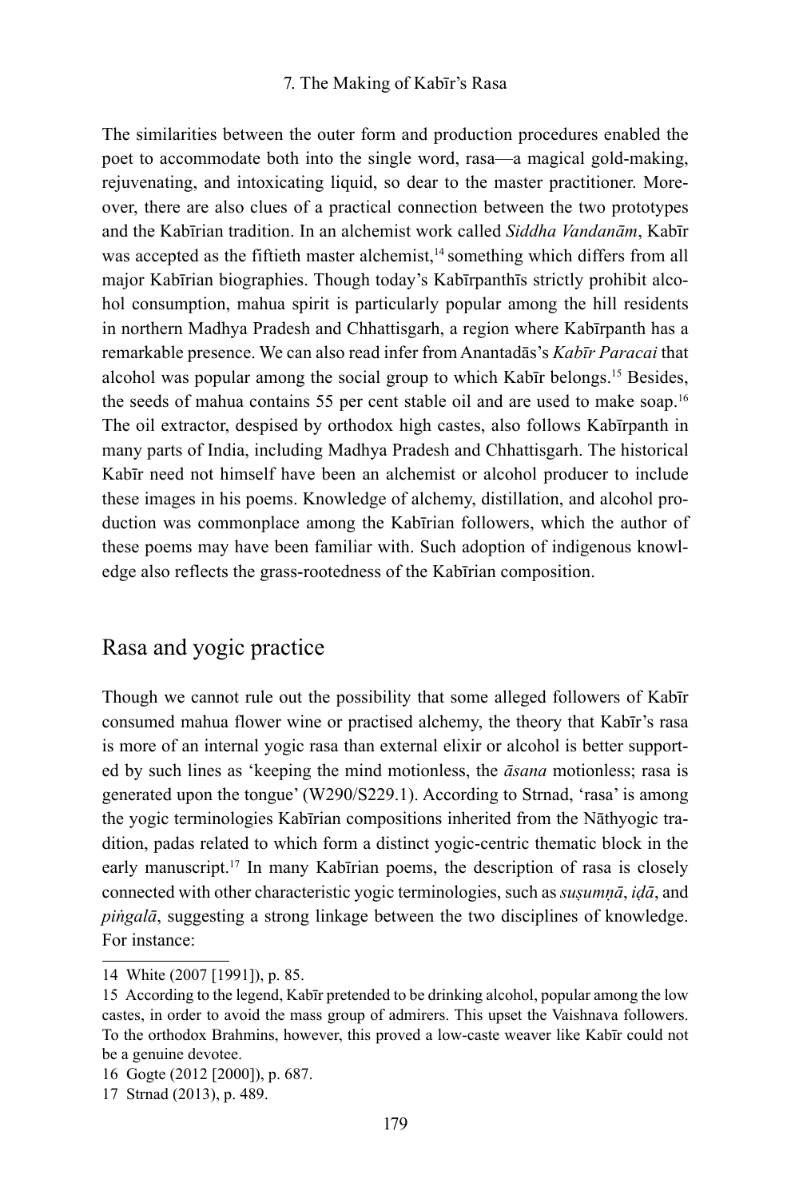The similarities between the outer form and production procedures enabled the poet to accommodate both into the single word, rasa—a magical gold-making, rejuvenating, and intoxicating liquid, so dear to the master practitioner. Moreover, there are also clues of a practical connection between the two prototypes and the Kabīrian tradition. In an alchemist work called *Siddha Vandanām*, Kabīr was accepted as the fiftieth master alchemist,[14] something which differs from all major Kabīrian biographies. Though today's Kabīrpanthīs strictly prohibit alcohol consumption, mahua spirit is particularly popular among the hill residents in northern Madhya Pradesh and Chhattisgarh, a region where Kabīrpanth has a remarkable presence. We can also read infer from Anantadās's *Kabīr Paracai* that alcohol was popular among the social group to which Kabīr belongs.[15] Besides, the seeds of mahua contains 55 per cent stable oil and are used to make soap.[16] The oil extractor, despised by orthodox high castes, also follows Kabīrpanth in many parts of India, including Madhya Pradesh and Chhattisgarh. The historical Kabīr need not himself have been an alchemist or alcohol producer to include these images in his poems. Knowledge of alchemy, distillation, and alcohol production was commonplace among the Kabīrian followers, which the author of these poems may have been familiar with. Such adoption of indigenous knowledge also reflects the grass-rootedness of the Kabīrian composition.

## Rasa and yogic practice

Though we cannot rule out the possibility that some alleged followers of Kabīr consumed mahua flower wine or practised alchemy, the theory that Kabīr's rasa is more of an internal yogic rasa than external elixir or alcohol is better supported by such lines as 'keeping the mind motionless, the *āsana* motionless; rasa is generated upon the tongue' (W290/S229.1). According to Strnad, 'rasa' is among the yogic terminologies Kabīrian compositions inherited from the Nāthyogic tradition, padas related to which form a distinct yogic-centric thematic block in the early manuscript.[17] In many Kabīrian poems, the description of rasa is closely connected with other characteristic yogic terminologies, such as *suṣumṇā*, *iḍā*, and *piṅgalā*, suggesting a strong linkage between the two disciplines of knowledge. For instance:

---

14 White (2007 [1991]), p. 85.

15 According to the legend, Kabīr pretended to be drinking alcohol, popular among the low castes, in order to avoid the mass group of admirers. This upset the Vaishnava followers. To the orthodox Brahmins, however, this proved a low-caste weaver like Kabīr could not be a genuine devotee.

16 Gogte (2012 [2000]), p. 687.

17 Strnad (2013), p. 489.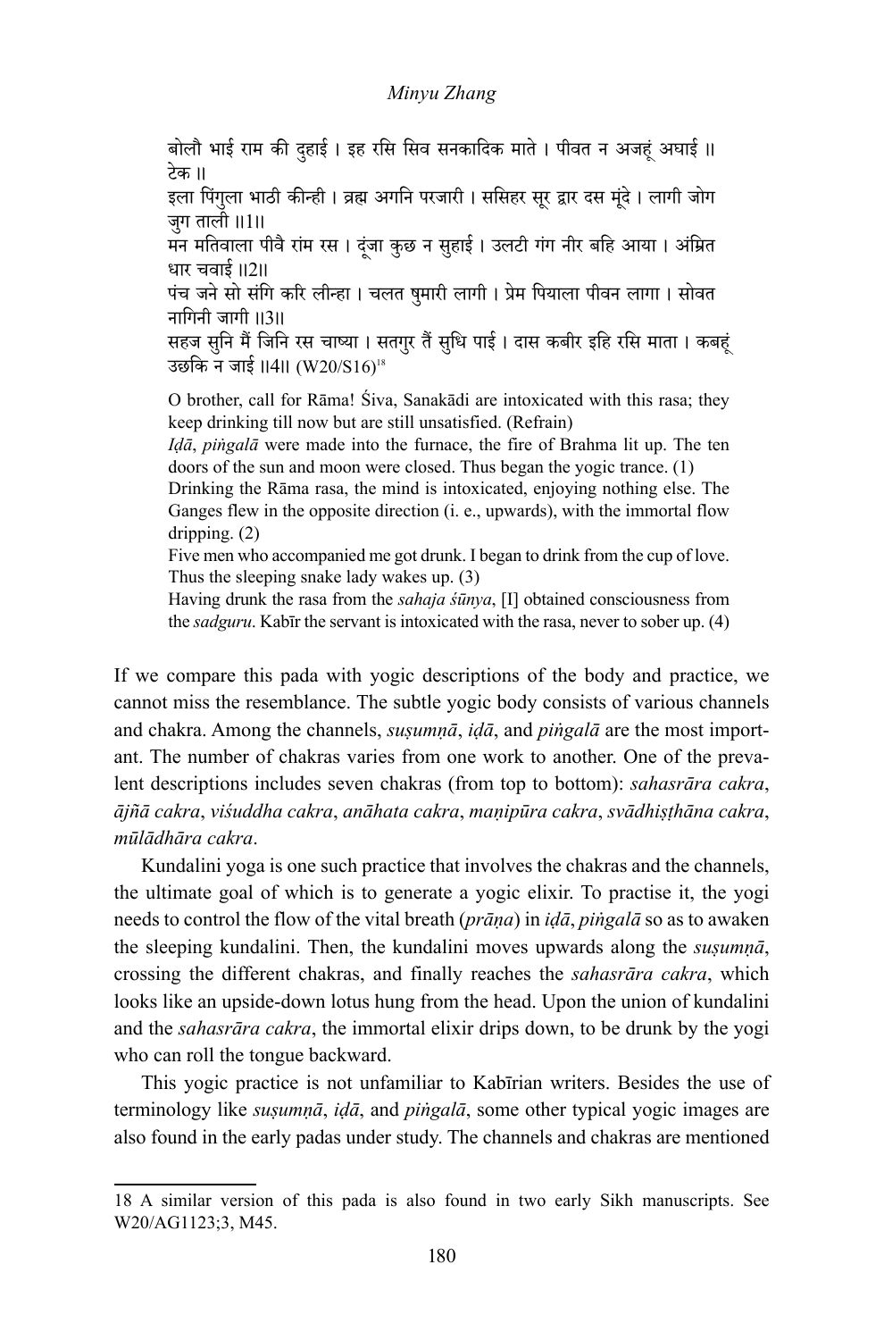बोलौ भाई राम की दुहाई । इह रसि सिव सनकादिक माते । पीवत न अजहूं अघाई ॥ टेक ॥
इला पिंगुला भाठी कीन्ही । व्रह्म अगनि परजारी । ससिहर सूर द्वार दस मूंदे । लागी जोग जुग ताली ॥1॥
मन मतिवाला पीवै रांम रस । दूंजा कुछ न सुहाई । उलटी गंग नीर बहि आया । अंम्रित धार चवाई ॥2॥
पंच जने सो संगि करि लीन्हा । चलत षुमारी लागी । प्रेम पियाला पीवन लागा । सोवत नागिनी जागी ॥3॥
सहज सुनि मैं जिनि रस चाष्या । सतगुर तैं सुधि पाई । दास कबीर इहि रसि माता । कबहूं उछकि न जाई ॥4॥ (W20/S16)[18]

O brother, call for Rāma! Śiva, Sanakādi are intoxicated with this rasa; they keep drinking till now but are still unsatisfied. (Refrain)
*Iḍā*, *piṅgalā* were made into the furnace, the fire of Brahma lit up. The ten doors of the sun and moon were closed. Thus began the yogic trance. (1)
Drinking the Rāma rasa, the mind is intoxicated, enjoying nothing else. The Ganges flew in the opposite direction (i. e., upwards), with the immortal flow dripping. (2)
Five men who accompanied me got drunk. I began to drink from the cup of love. Thus the sleeping snake lady wakes up. (3)
Having drunk the rasa from the *sahaja śūnya*, [I] obtained consciousness from the *sadguru*. Kabīr the servant is intoxicated with the rasa, never to sober up. (4)

If we compare this pada with yogic descriptions of the body and practice, we cannot miss the resemblance. The subtle yogic body consists of various channels and chakra. Among the channels, *suṣumṇā*, *iḍā*, and *piṅgalā* are the most important. The number of chakras varies from one work to another. One of the prevalent descriptions includes seven chakras (from top to bottom): *sahasrāra cakra*, *ājñā cakra*, *viśuddha cakra*, *anāhata cakra*, *maṇipūra cakra*, *svādhiṣṭhāna cakra*, *mūlādhāra cakra*.

Kundalini yoga is one such practice that involves the chakras and the channels, the ultimate goal of which is to generate a yogic elixir. To practise it, the yogi needs to control the flow of the vital breath (*prāṇa*) in *iḍā*, *piṅgalā* so as to awaken the sleeping kundalini. Then, the kundalini moves upwards along the *suṣumṇā*, crossing the different chakras, and finally reaches the *sahasrāra cakra*, which looks like an upside-down lotus hung from the head. Upon the union of kundalini and the *sahasrāra cakra*, the immortal elixir drips down, to be drunk by the yogi who can roll the tongue backward.

This yogic practice is not unfamiliar to Kabīrian writers. Besides the use of terminology like *suṣumṇā*, *iḍā*, and *piṅgalā*, some other typical yogic images are also found in the early padas under study. The channels and chakras are mentioned

---

18 A similar version of this pada is also found in two early Sikh manuscripts. See W20/AG1123;3, M45.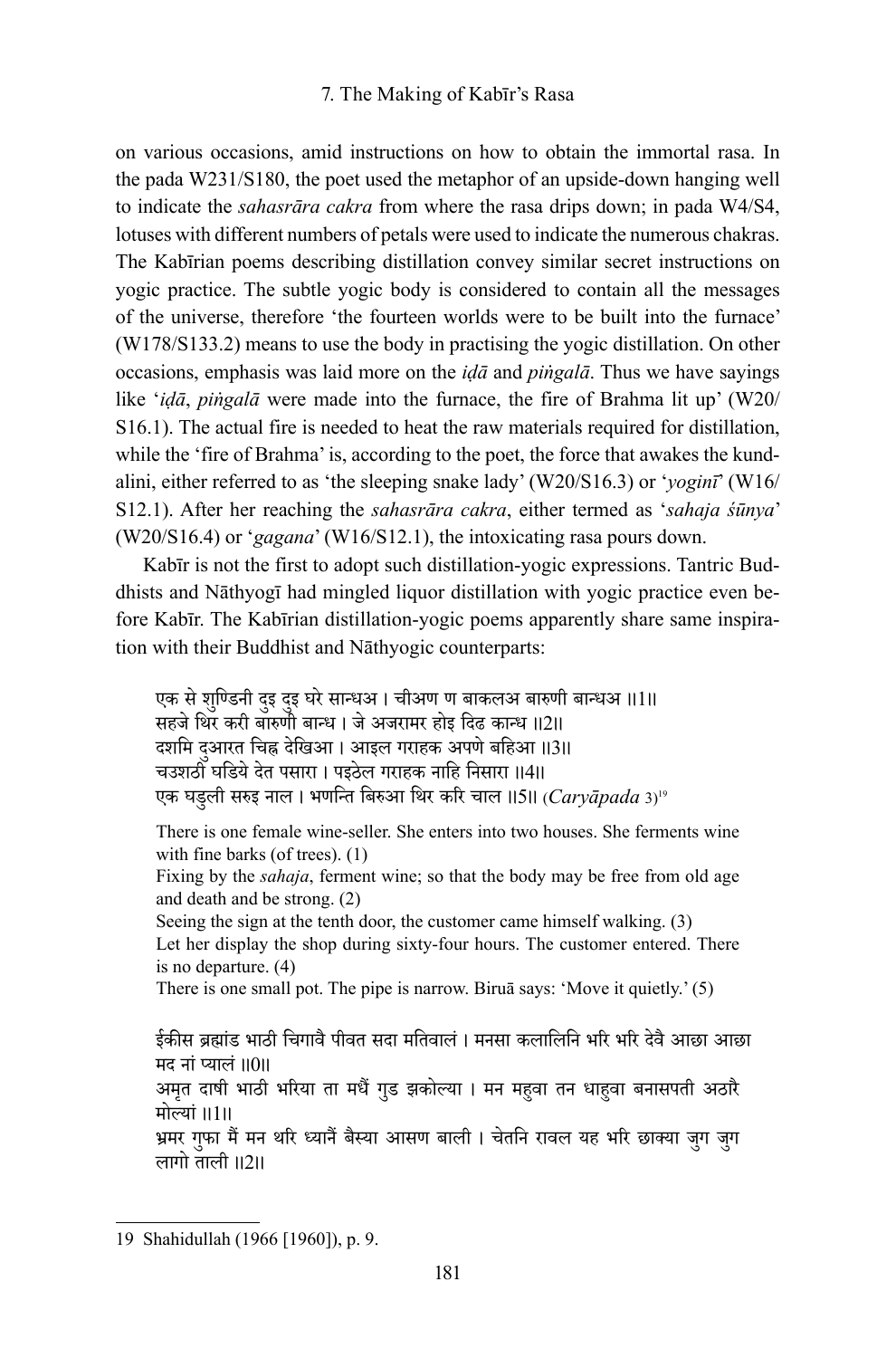on various occasions, amid instructions on how to obtain the immortal rasa. In the pada W231/S180, the poet used the metaphor of an upside-down hanging well to indicate the *sahasrāra cakra* from where the rasa drips down; in pada W4/S4, lotuses with different numbers of petals were used to indicate the numerous chakras. The Kabīrian poems describing distillation convey similar secret instructions on yogic practice. The subtle yogic body is considered to contain all the messages of the universe, therefore 'the fourteen worlds were to be built into the furnace' (W178/S133.2) means to use the body in practising the yogic distillation. On other occasions, emphasis was laid more on the *iḍā* and *piṅgalā*. Thus we have sayings like '*iḍā*, *piṅgalā* were made into the furnace, the fire of Brahma lit up' (W20/S16.1). The actual fire is needed to heat the raw materials required for distillation, while the 'fire of Brahma' is, according to the poet, the force that awakes the kundalini, either referred to as 'the sleeping snake lady' (W20/S16.3) or '*yoginī*' (W16/S12.1). After her reaching the *sahasrāra cakra*, either termed as '*sahaja śūnya*' (W20/S16.4) or '*gagana*' (W16/S12.1), the intoxicating rasa pours down.

Kabīr is not the first to adopt such distillation-yogic expressions. Tantric Buddhists and Nāthyogī had mingled liquor distillation with yogic practice even before Kabīr. The Kabīrian distillation-yogic poems apparently share same inspiration with their Buddhist and Nāthyogic counterparts:

> एक से शुण्डिनी दुइ दुइ घरे सान्धअ । चीअण ण बाकलअ बारुणी बान्धअ ॥1॥
> सहजे थिर करी बारुणी बान्ध । जे अजरामर होइ दिढ कान्ध ॥2॥
> दशमि दुआरत चिह्न देखिआ । आइल गराहक अपणे बहिआ ॥3॥
> चउशठी घडिये देत पसारा । पइठेल गराहक नाहि निसारा ॥4॥
> एक घडुली सरुइ नाल । भणन्ति बिरुआ थिर करि चाल ॥5॥ (*Caryāpada* 3)[19]
>
> There is one female wine-seller. She enters into two houses. She ferments wine with fine barks (of trees). (1)
> Fixing by the *sahaja*, ferment wine; so that the body may be free from old age and death and be strong. (2)
> Seeing the sign at the tenth door, the customer came himself walking. (3)
> Let her display the shop during sixty-four hours. The customer entered. There is no departure. (4)
> There is one small pot. The pipe is narrow. Biruā says: 'Move it quietly.' (5)

> ईकीस ब्रह्मांड भाठी चिगावै पीवत सदा मतिवालं । मनसा कलालिनि भरि भरि देवै आछा आछा मद नां प्यालं ॥0॥
> अमृत दाषी भाठी भरिया ता मधैं गुड झकोल्या । मन महुवा तन धाहुवा बनासपती अठारै मोल्यां ॥1॥
> भ्रमर गुफा मैं मन थरि ध्यानैं बैस्या आसण बाली । चेतनि रावल यह भरि छाक्या जुग जुग लागो ताली ॥2॥

---

19 Shahidullah (1966 [1960]), p. 9.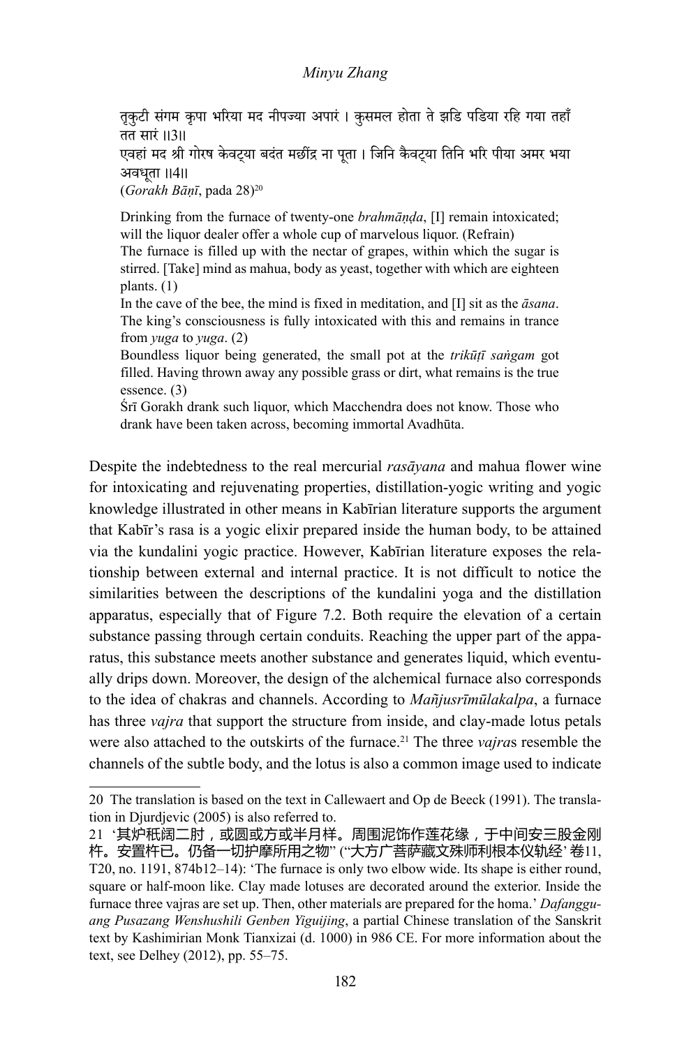तृकुटी संगम कृपा भरिया मद नीपज्या अपारं । कुसमल होता ते झडि पडिया रहि गया तहाँ तत सारं ।।3।।
एवहां मद श्री गोरष केवट्या बदंत मछींद्र ना पूता । जिनि कैवट्या तिनि भरि पीया अमर भया अवधूता ।।4।।
(*Gorakh Bāṇī*, pada 28)[20]

> Drinking from the furnace of twenty-one *brahmāṇḍa*, [I] remain intoxicated; will the liquor dealer offer a whole cup of marvelous liquor. (Refrain)
> The furnace is filled up with the nectar of grapes, within which the sugar is stirred. [Take] mind as mahua, body as yeast, together with which are eighteen plants. (1)
> In the cave of the bee, the mind is fixed in meditation, and [I] sit as the *āsana*. The king's consciousness is fully intoxicated with this and remains in trance from *yuga* to *yuga*. (2)
> Boundless liquor being generated, the small pot at the *trikūṭī saṅgam* got filled. Having thrown away any possible grass or dirt, what remains is the true essence. (3)
> Śrī Gorakh drank such liquor, which Macchendra does not know. Those who drank have been taken across, becoming immortal Avadhūta.

Despite the indebtedness to the real mercurial *rasāyana* and mahua flower wine for intoxicating and rejuvenating properties, distillation-yogic writing and yogic knowledge illustrated in other means in Kabīrian literature supports the argument that Kabīr's rasa is a yogic elixir prepared inside the human body, to be attained via the kundalini yogic practice. However, Kabīrian literature exposes the relationship between external and internal practice. It is not difficult to notice the similarities between the descriptions of the kundalini yoga and the distillation apparatus, especially that of Figure 7.2. Both require the elevation of a certain substance passing through certain conduits. Reaching the upper part of the apparatus, this substance meets another substance and generates liquid, which eventually drips down. Moreover, the design of the alchemical furnace also corresponds to the idea of chakras and channels. According to *Mañjusrīmūlakalpa*, a furnace has three *vajra* that support the structure from inside, and clay-made lotus petals were also attached to the outskirts of the furnace.[21] The three *vajra*s resemble the channels of the subtle body, and the lotus is also a common image used to indicate

---

20 The translation is based on the text in Callewaert and Op de Beeck (1991). The translation in Djurdjevic (2005) is also referred to.

21 '其炉秖阔二肘，或圆或方或半月样。周围泥饰作莲花缘，于中间安三股金刚杵。安置杵已。仍备一切护摩所用之物' ("大方广菩萨藏文殊师利根本仪轨经' 卷11, T20, no. 1191, 874b12–14): 'The furnace is only two elbow wide. Its shape is either round, square or half-moon like. Clay made lotuses are decorated around the exterior. Inside the furnace three vajras are set up. Then, other materials are prepared for the homa.' *Dafangguang Pusazang Wenshushili Genben Yiguijing*, a partial Chinese translation of the Sanskrit text by Kashimirian Monk Tianxizai (d. 1000) in 986 CE. For more information about the text, see Delhey (2012), pp. 55–75.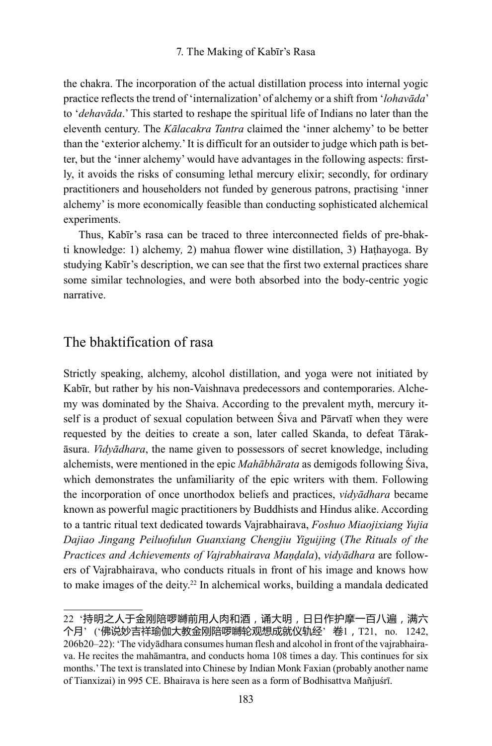the chakra. The incorporation of the actual distillation process into internal yogic practice reflects the trend of 'internalization' of alchemy or a shift from '*lohavāda*' to '*dehavāda*.' This started to reshape the spiritual life of Indians no later than the eleventh century. The *Kālacakra Tantra* claimed the 'inner alchemy' to be better than the 'exterior alchemy.' It is difficult for an outsider to judge which path is better, but the 'inner alchemy' would have advantages in the following aspects: firstly, it avoids the risks of consuming lethal mercury elixir; secondly, for ordinary practitioners and householders not funded by generous patrons, practising 'inner alchemy' is more economically feasible than conducting sophisticated alchemical experiments.

Thus, Kabīr's rasa can be traced to three interconnected fields of pre-bhakti knowledge: 1) alchemy, 2) mahua flower wine distillation, 3) Haṭhayoga. By studying Kabīr's description, we can see that the first two external practices share some similar technologies, and were both absorbed into the body-centric yogic narrative.

## The bhaktification of rasa

Strictly speaking, alchemy, alcohol distillation, and yoga were not initiated by Kabīr, but rather by his non-Vaishnava predecessors and contemporaries. Alchemy was dominated by the Shaiva. According to the prevalent myth, mercury itself is a product of sexual copulation between Śiva and Pārvatī when they were requested by the deities to create a son, later called Skanda, to defeat Tārakāsura. *Vidyādhara*, the name given to possessors of secret knowledge, including alchemists, were mentioned in the epic *Mahābhārata* as demigods following Śiva, which demonstrates the unfamiliarity of the epic writers with them. Following the incorporation of once unorthodox beliefs and practices, *vidyādhara* became known as powerful magic practitioners by Buddhists and Hindus alike. According to a tantric ritual text dedicated towards Vajrabhairava, *Foshuo Miaojixiang Yujia Dajiao Jingang Peiluofulun Guanxiang Chengjiu Yiguijing* (*The Rituals of the Practices and Achievements of Vajrabhairava Maṇḍala*), *vidyādhara* are followers of Vajrabhairava, who conducts rituals in front of his image and knows how to make images of the deity.[22] In alchemical works, building a mandala dedicated

---

22 '持明之人于金刚陪啰嚩前用人肉和酒，诵大明，日日作护摩一百八遍，满六个月'（'佛说妙吉祥瑜伽大教金刚陪啰嚩轮观想成就仪轨经' 卷1，T21, no. 1242, 206b20–22): 'The vidyādhara consumes human flesh and alcohol in front of the vajrabhairava. He recites the mahāmantra, and conducts homa 108 times a day. This continues for six months.' The text is translated into Chinese by Indian Monk Faxian (probably another name of Tianxizai) in 995 CE. Bhairava is here seen as a form of Bodhisattva Mañjuśrī.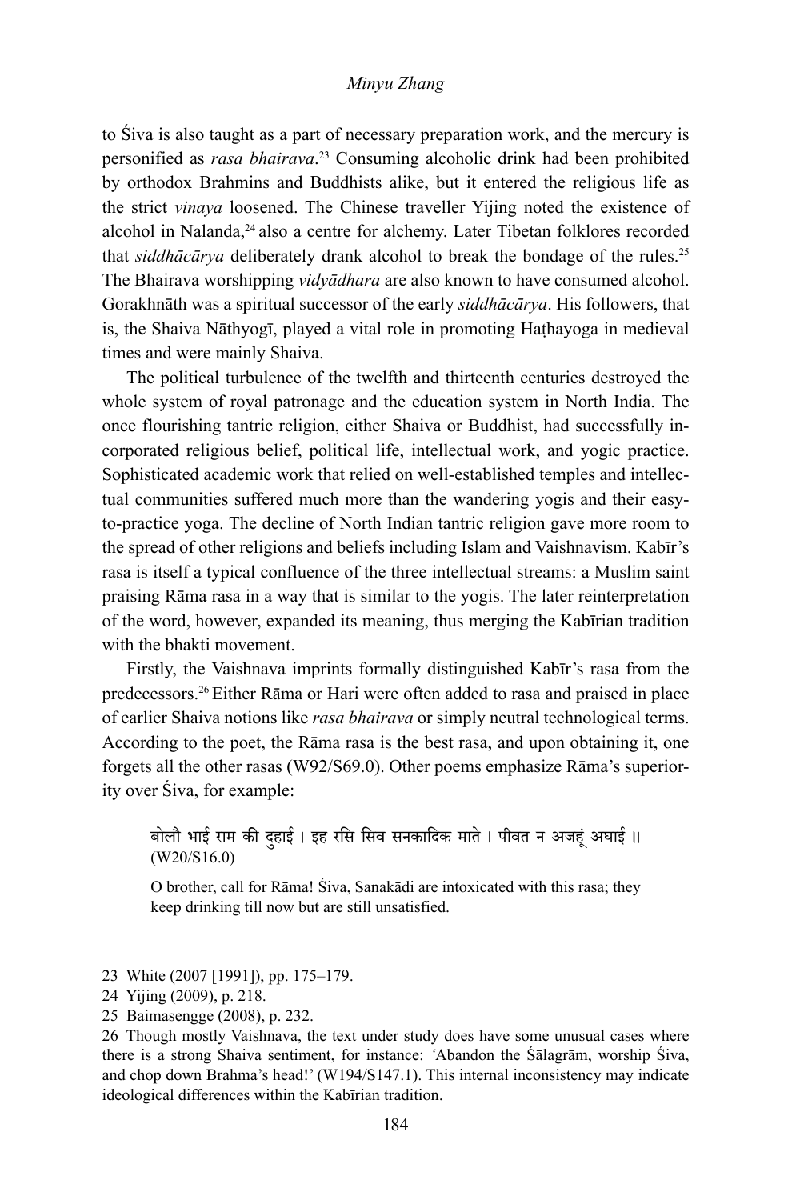to Śiva is also taught as a part of necessary preparation work, and the mercury is personified as *rasa bhairava*.[23] Consuming alcoholic drink had been prohibited by orthodox Brahmins and Buddhists alike, but it entered the religious life as the strict *vinaya* loosened. The Chinese traveller Yijing noted the existence of alcohol in Nalanda,[24] also a centre for alchemy. Later Tibetan folklores recorded that *siddhācārya* deliberately drank alcohol to break the bondage of the rules.[25] The Bhairava worshipping *vidyādhara* are also known to have consumed alcohol. Gorakhnāth was a spiritual successor of the early *siddhācārya*. His followers, that is, the Shaiva Nāthyogī, played a vital role in promoting Haṭhayoga in medieval times and were mainly Shaiva.

The political turbulence of the twelfth and thirteenth centuries destroyed the whole system of royal patronage and the education system in North India. The once flourishing tantric religion, either Shaiva or Buddhist, had successfully incorporated religious belief, political life, intellectual work, and yogic practice. Sophisticated academic work that relied on well-established temples and intellectual communities suffered much more than the wandering yogis and their easy-to-practice yoga. The decline of North Indian tantric religion gave more room to the spread of other religions and beliefs including Islam and Vaishnavism. Kabīr's rasa is itself a typical confluence of the three intellectual streams: a Muslim saint praising Rāma rasa in a way that is similar to the yogis. The later reinterpretation of the word, however, expanded its meaning, thus merging the Kabīrian tradition with the bhakti movement.

Firstly, the Vaishnava imprints formally distinguished Kabīr's rasa from the predecessors.[26] Either Rāma or Hari were often added to rasa and praised in place of earlier Shaiva notions like *rasa bhairava* or simply neutral technological terms. According to the poet, the Rāma rasa is the best rasa, and upon obtaining it, one forgets all the other rasas (W92/S69.0). Other poems emphasize Rāma's superiority over Śiva, for example:

> बोलौ भाई राम की दुहाई । इह रसि सिव सनकादिक माते । पीवत न अजहूं अघाई ॥ (W20/S16.0)
>
> O brother, call for Rāma! Śiva, Sanakādi are intoxicated with this rasa; they keep drinking till now but are still unsatisfied.

---

23 White (2007 [1991]), pp. 175–179.

24 Yijing (2009), p. 218.

25 Baimasengge (2008), p. 232.

26 Though mostly Vaishnava, the text under study does have some unusual cases where there is a strong Shaiva sentiment, for instance: 'Abandon the Śālagrām, worship Śiva, and chop down Brahma's head!' (W194/S147.1). This internal inconsistency may indicate ideological differences within the Kabīrian tradition.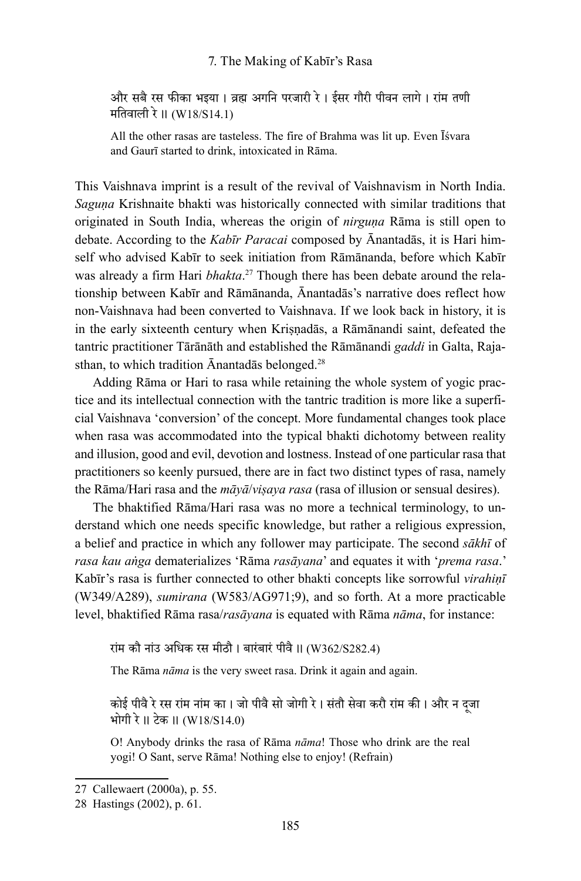और सबै रस फीका भइया । व्रह्म अगनि परजारी रे । ईसर गौरी पीवन लागे । रांम तणी मतिवाली रे ॥ (W18/S14.1)

> All the other rasas are tasteless. The fire of Brahma was lit up. Even Īśvara and Gaurī started to drink, intoxicated in Rāma.

This Vaishnava imprint is a result of the revival of Vaishnavism in North India. *Saguṇa* Krishnaite bhakti was historically connected with similar traditions that originated in South India, whereas the origin of *nirguṇa* Rāma is still open to debate. According to the *Kabīr Paracai* composed by Ānantadās, it is Hari himself who advised Kabīr to seek initiation from Rāmānanda, before which Kabīr was already a firm Hari *bhakta*.[27] Though there has been debate around the relationship between Kabīr and Rāmānanda, Ānantadās's narrative does reflect how non-Vaishnava had been converted to Vaishnava. If we look back in history, it is in the early sixteenth century when Kriṣṇadās, a Rāmānandi saint, defeated the tantric practitioner Tārānāth and established the Rāmānandi *gaddi* in Galta, Rajasthan, to which tradition Ānantadās belonged.[28]

Adding Rāma or Hari to rasa while retaining the whole system of yogic practice and its intellectual connection with the tantric tradition is more like a superficial Vaishnava 'conversion' of the concept. More fundamental changes took place when rasa was accommodated into the typical bhakti dichotomy between reality and illusion, good and evil, devotion and lostness. Instead of one particular rasa that practitioners so keenly pursued, there are in fact two distinct types of rasa, namely the Rāma/Hari rasa and the *māyā*/*viṣaya rasa* (rasa of illusion or sensual desires).

The bhaktified Rāma/Hari rasa was no more a technical terminology, to understand which one needs specific knowledge, but rather a religious expression, a belief and practice in which any follower may participate. The second *sākhī* of *rasa kau aṅga* dematerializes 'Rāma *rasāyana*' and equates it with '*prema rasa*.' Kabīr's rasa is further connected to other bhakti concepts like sorrowful *virahiṇī* (W349/A289), *sumirana* (W583/AG971;9), and so forth. At a more practicable level, bhaktified Rāma rasa/*rasāyana* is equated with Rāma *nāma*, for instance:

रांम कौ नांउ अधिक रस मीठौ । बारंबारं पीवै ॥ (W362/S282.4)

> The Rāma *nāma* is the very sweet rasa. Drink it again and again.

कोई पीवै रे रस रांम नांम का । जो पीवै सो जोगी रे । संतौ सेवा करौ रांम की । और न दूजा भोगी रे ॥ टेक ॥ (W18/S14.0)

> O! Anybody drinks the rasa of Rāma *nāma*! Those who drink are the real yogi! O Sant, serve Rāma! Nothing else to enjoy! (Refrain)

---

27 Callewaert (2000a), p. 55.

28 Hastings (2002), p. 61.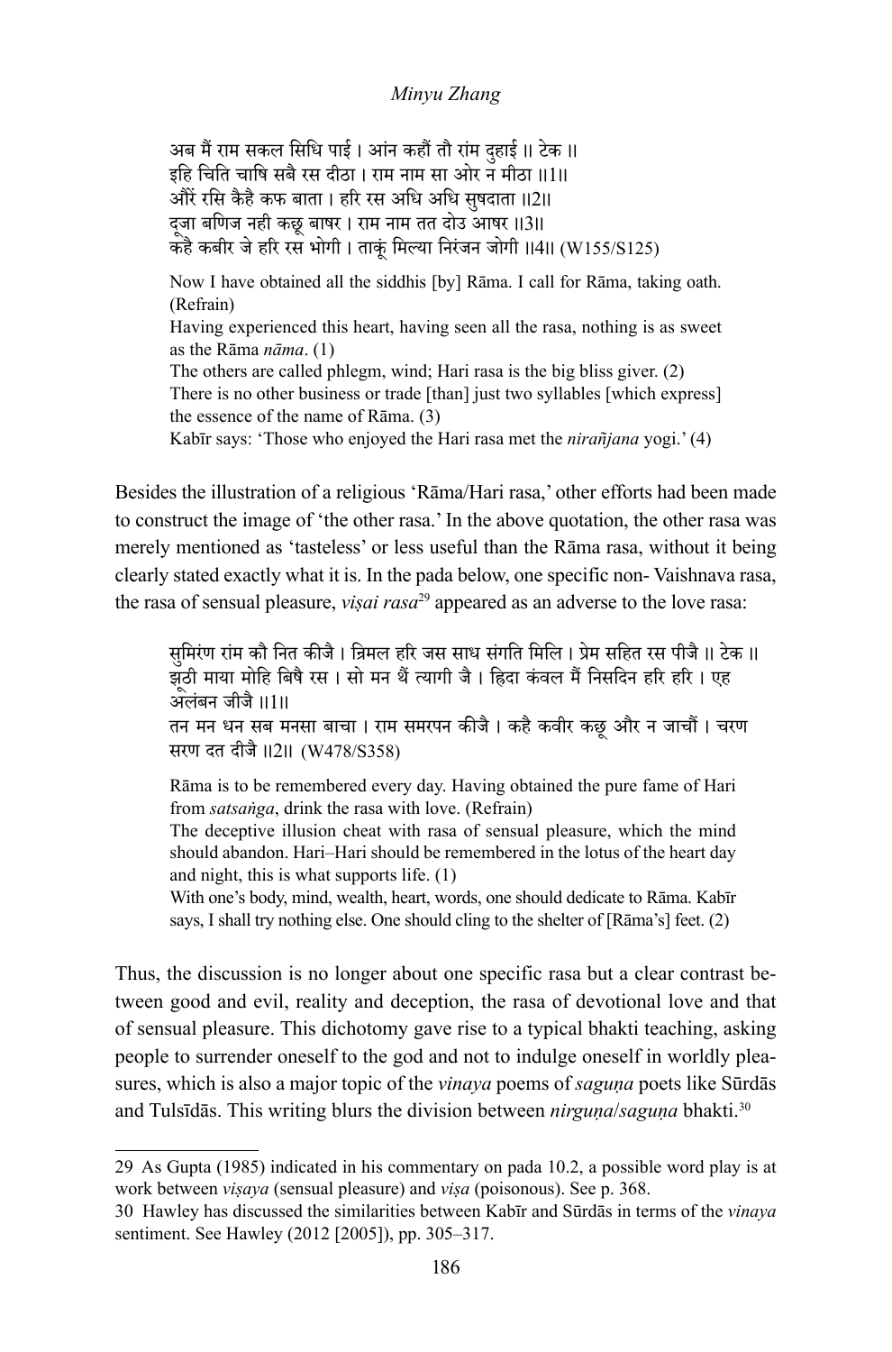अब मैं राम सकल सिधि पाई । आंन कहौं तौ रांम दुहाई ॥ टेक ॥
इहि चिति चाषि सबै रस दीठा । राम नाम सा ओर न मीठा ॥1॥
औरें रसि कैहै कफ बाता । हरि रस अधि अधि सुषदाता ॥2॥
दूजा बणिज नही कछू बाषर । राम नाम तत दोउ आषर ॥3॥
कहै कबीर जे हरि रस भोगी । ताकूं मिल्या निरंजन जोगी ॥4॥ (W155/S125)

Now I have obtained all the siddhis [by] Rāma. I call for Rāma, taking oath. (Refrain)
Having experienced this heart, having seen all the rasa, nothing is as sweet as the Rāma *nāma*. (1)
The others are called phlegm, wind; Hari rasa is the big bliss giver. (2)
There is no other business or trade [than] just two syllables [which express] the essence of the name of Rāma. (3)
Kabīr says: 'Those who enjoyed the Hari rasa met the *nirañjana* yogi.' (4)

Besides the illustration of a religious 'Rāma/Hari rasa,' other efforts had been made to construct the image of 'the other rasa.' In the above quotation, the other rasa was merely mentioned as 'tasteless' or less useful than the Rāma rasa, without it being clearly stated exactly what it is. In the pada below, one specific non- Vaishnava rasa, the rasa of sensual pleasure, *viṣai rasa*[29] appeared as an adverse to the love rasa:

सुमिरंण रांम कौ नित कीजै । न्रिमल हरि जस साध संगति मिलि । प्रेम सहित रस पीजै ॥ टेक ॥
झूठी माया मोहि बिषै रस । सो मन थैं त्यागी जै । ह्रिदा कंवल मैं निसदिन हरि हरि । एह अलंबन जीजै ॥1॥
तन मन धन सब मनसा बाचा । राम समरपन कीजै । कहै कबीर कछू और न जाचौं । चरण सरण दत दीजै ॥2॥ (W478/S358)

Rāma is to be remembered every day. Having obtained the pure fame of Hari from *satsaṅga*, drink the rasa with love. (Refrain)
The deceptive illusion cheat with rasa of sensual pleasure, which the mind should abandon. Hari–Hari should be remembered in the lotus of the heart day and night, this is what supports life. (1)
With one's body, mind, wealth, heart, words, one should dedicate to Rāma. Kabīr says, I shall try nothing else. One should cling to the shelter of [Rāma's] feet. (2)

Thus, the discussion is no longer about one specific rasa but a clear contrast between good and evil, reality and deception, the rasa of devotional love and that of sensual pleasure. This dichotomy gave rise to a typical bhakti teaching, asking people to surrender oneself to the god and not to indulge oneself in worldly pleasures, which is also a major topic of the *vinaya* poems of *saguṇa* poets like Sūrdās and Tulsīdās. This writing blurs the division between *nirguṇa*/*saguṇa* bhakti.[30]

---

29 As Gupta (1985) indicated in his commentary on pada 10.2, a possible word play is at work between *viṣaya* (sensual pleasure) and *viṣa* (poisonous). See p. 368.

30 Hawley has discussed the similarities between Kabīr and Sūrdās in terms of the *vinaya* sentiment. See Hawley (2012 [2005]), pp. 305–317.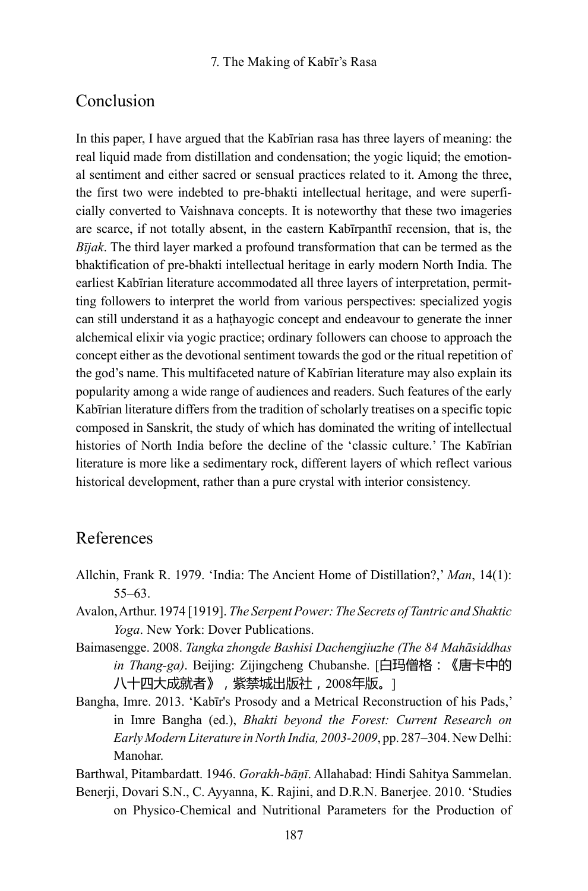## Conclusion

In this paper, I have argued that the Kabīrian rasa has three layers of meaning: the real liquid made from distillation and condensation; the yogic liquid; the emotional sentiment and either sacred or sensual practices related to it. Among the three, the first two were indebted to pre-bhakti intellectual heritage, and were superficially converted to Vaishnava concepts. It is noteworthy that these two imageries are scarce, if not totally absent, in the eastern Kabīrpanthī recension, that is, the *Bījak*. The third layer marked a profound transformation that can be termed as the bhaktification of pre-bhakti intellectual heritage in early modern North India. The earliest Kabīrian literature accommodated all three layers of interpretation, permitting followers to interpret the world from various perspectives: specialized yogis can still understand it as a haṭhayogic concept and endeavour to generate the inner alchemical elixir via yogic practice; ordinary followers can choose to approach the concept either as the devotional sentiment towards the god or the ritual repetition of the god's name. This multifaceted nature of Kabīrian literature may also explain its popularity among a wide range of audiences and readers. Such features of the early Kabīrian literature differs from the tradition of scholarly treatises on a specific topic composed in Sanskrit, the study of which has dominated the writing of intellectual histories of North India before the decline of the 'classic culture.' The Kabīrian literature is more like a sedimentary rock, different layers of which reflect various historical development, rather than a pure crystal with interior consistency.

## References

Allchin, Frank R. 1979. 'India: The Ancient Home of Distillation?,' *Man*, 14(1): 55–63.

Avalon, Arthur. 1974 [1919]. *The Serpent Power: The Secrets of Tantric and Shaktic Yoga*. New York: Dover Publications.

Baimasengge. 2008. *Tangka zhongde Bashisi Dachengjiuzhe (The 84 Mahāsiddhas in Thang-ga)*. Beijing: Zijingcheng Chubanshe. [白玛僧格：《唐卡中的八十四大成就者》，紫禁城出版社，2008年版。]

Bangha, Imre. 2013. 'Kabīr's Prosody and a Metrical Reconstruction of his Pads,' in Imre Bangha (ed.), *Bhakti beyond the Forest: Current Research on Early Modern Literature in North India, 2003-2009*, pp. 287–304. New Delhi: Manohar.

Barthwal, Pitambardatt. 1946. *Gorakh-bāṇī*. Allahabad: Hindi Sahitya Sammelan.

Benerji, Dovari S.N., C. Ayyanna, K. Rajini, and D.R.N. Banerjee. 2010. 'Studies on Physico-Chemical and Nutritional Parameters for the Production of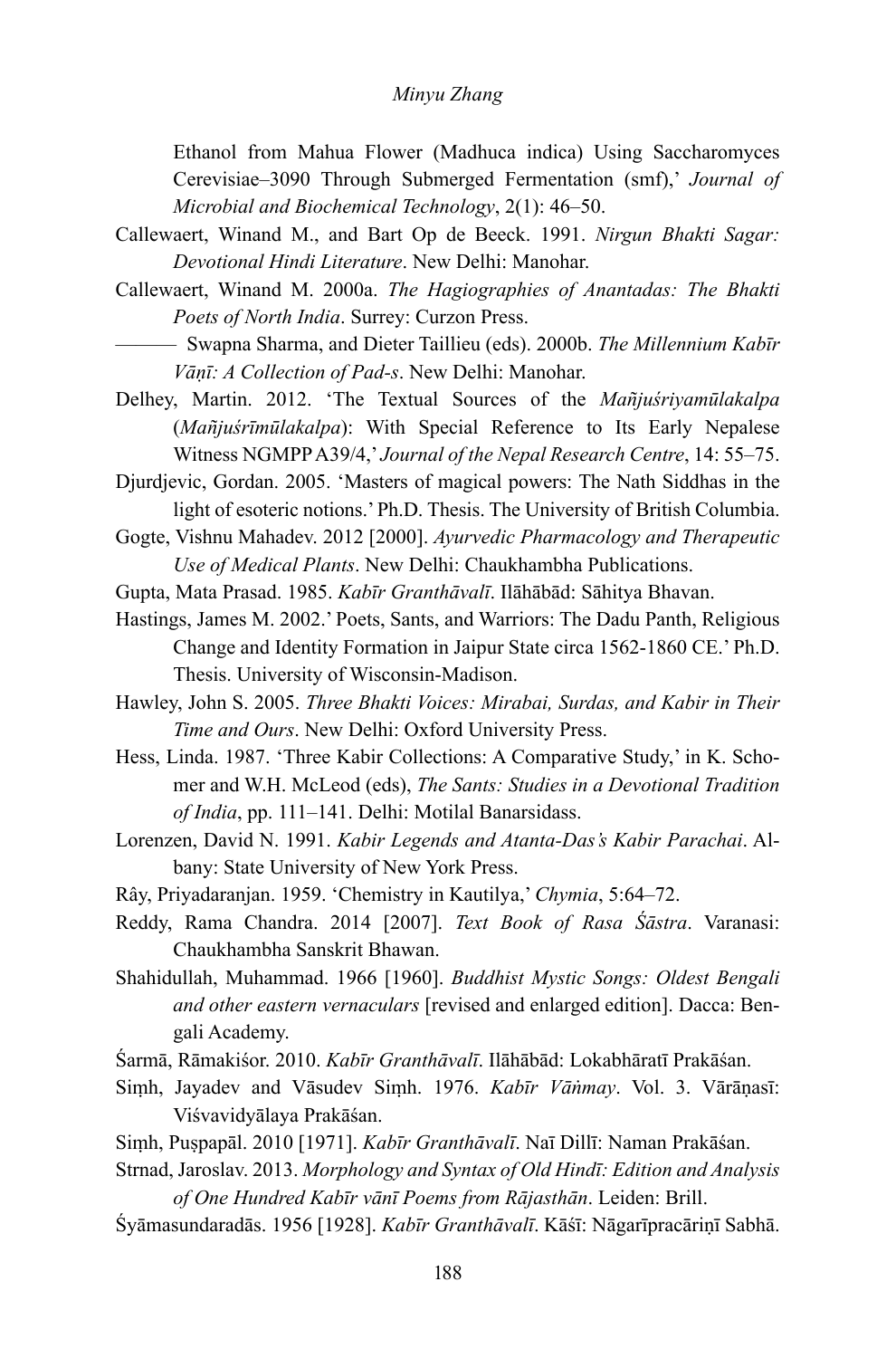Ethanol from Mahua Flower (Madhuca indica) Using Saccharomyces Cerevisiae–3090 Through Submerged Fermentation (smf),' *Journal of Microbial and Biochemical Technology*, 2(1): 46–50.

Callewaert, Winand M., and Bart Op de Beeck. 1991. *Nirgun Bhakti Sagar: Devotional Hindi Literature*. New Delhi: Manohar.

Callewaert, Winand M. 2000a. *The Hagiographies of Anantadas: The Bhakti Poets of North India*. Surrey: Curzon Press.

——— Swapna Sharma, and Dieter Taillieu (eds). 2000b. *The Millennium Kabīr Vāṇī: A Collection of Pad-s*. New Delhi: Manohar.

Delhey, Martin. 2012. 'The Textual Sources of the *Mañjuśriyamūlakalpa* (*Mañjuśrīmūlakalpa*): With Special Reference to Its Early Nepalese Witness NGMPP A39/4,' *Journal of the Nepal Research Centre*, 14: 55–75.

Djurdjevic, Gordan. 2005. 'Masters of magical powers: The Nath Siddhas in the light of esoteric notions.' Ph.D. Thesis. The University of British Columbia.

Gogte, Vishnu Mahadev. 2012 [2000]. *Ayurvedic Pharmacology and Therapeutic Use of Medical Plants*. New Delhi: Chaukhambha Publications.

Gupta, Mata Prasad. 1985. *Kabīr Granthāvalī*. Ilāhābād: Sāhitya Bhavan.

Hastings, James M. 2002.' Poets, Sants, and Warriors: The Dadu Panth, Religious Change and Identity Formation in Jaipur State circa 1562-1860 CE.' Ph.D. Thesis. University of Wisconsin-Madison.

Hawley, John S. 2005. *Three Bhakti Voices: Mirabai, Surdas, and Kabir in Their Time and Ours*. New Delhi: Oxford University Press.

Hess, Linda. 1987. 'Three Kabir Collections: A Comparative Study,' in K. Schomer and W.H. McLeod (eds), *The Sants: Studies in a Devotional Tradition of India*, pp. 111–141. Delhi: Motilal Banarsidass.

Lorenzen, David N. 1991. *Kabir Legends and Atanta-Das's Kabir Parachai*. Albany: State University of New York Press.

Rây, Priyadaranjan. 1959. 'Chemistry in Kautilya,' *Chymia*, 5:64–72.

Reddy, Rama Chandra. 2014 [2007]. *Text Book of Rasa Śāstra*. Varanasi: Chaukhambha Sanskrit Bhawan.

Shahidullah, Muhammad. 1966 [1960]. *Buddhist Mystic Songs: Oldest Bengali and other eastern vernaculars* [revised and enlarged edition]. Dacca: Bengali Academy.

Śarmā, Rāmakiśor. 2010. *Kabīr Granthāvalī*. Ilāhābād: Lokabhāratī Prakāśan.

Siṃh, Jayadev and Vāsudev Siṃh. 1976. *Kabīr Vāṅmay*. Vol. 3. Vārāṇasī: Viśvavidyālaya Prakāśan.

Siṃh, Puṣpapāl. 2010 [1971]. *Kabīr Granthāvalī*. Naī Dillī: Naman Prakāśan.

Strnad, Jaroslav. 2013. *Morphology and Syntax of Old Hindī: Edition and Analysis of One Hundred Kabīr vānī Poems from Rājasthān*. Leiden: Brill.

Śyāmasundaradās. 1956 [1928]. *Kabīr Granthāvalī*. Kāśī: Nāgarīpracāriṇī Sabhā.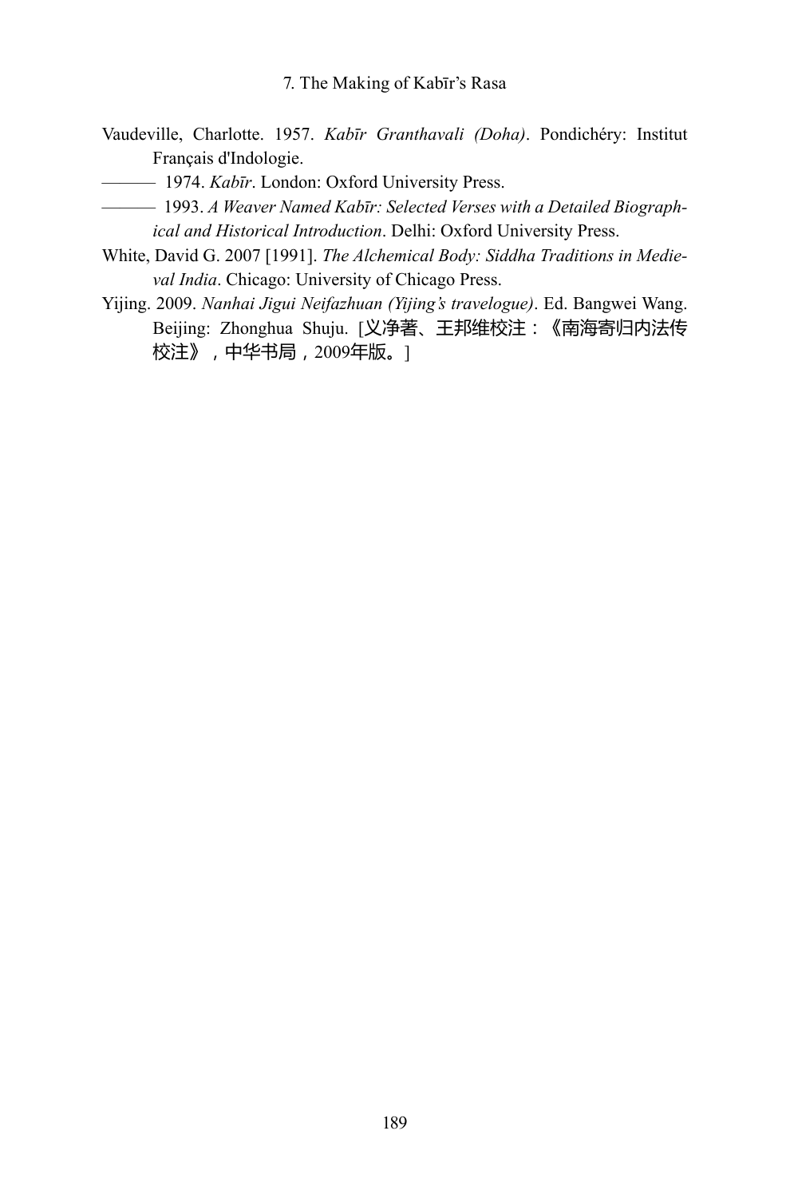Vaudeville, Charlotte. 1957. *Kabīr Granthavali (Doha)*. Pondichéry: Institut Français d'Indologie.

——— 1974. *Kabīr*. London: Oxford University Press.

——— 1993. *A Weaver Named Kabīr: Selected Verses with a Detailed Biographical and Historical Introduction*. Delhi: Oxford University Press.

White, David G. 2007 [1991]. *The Alchemical Body: Siddha Traditions in Medieval India*. Chicago: University of Chicago Press.

Yijing. 2009. *Nanhai Jigui Neifazhuan (Yijing's travelogue)*. Ed. Bangwei Wang. Beijing: Zhonghua Shuju. [义净著、王邦维校注：《南海寄归内法传校注》，中华书局，2009年版。]